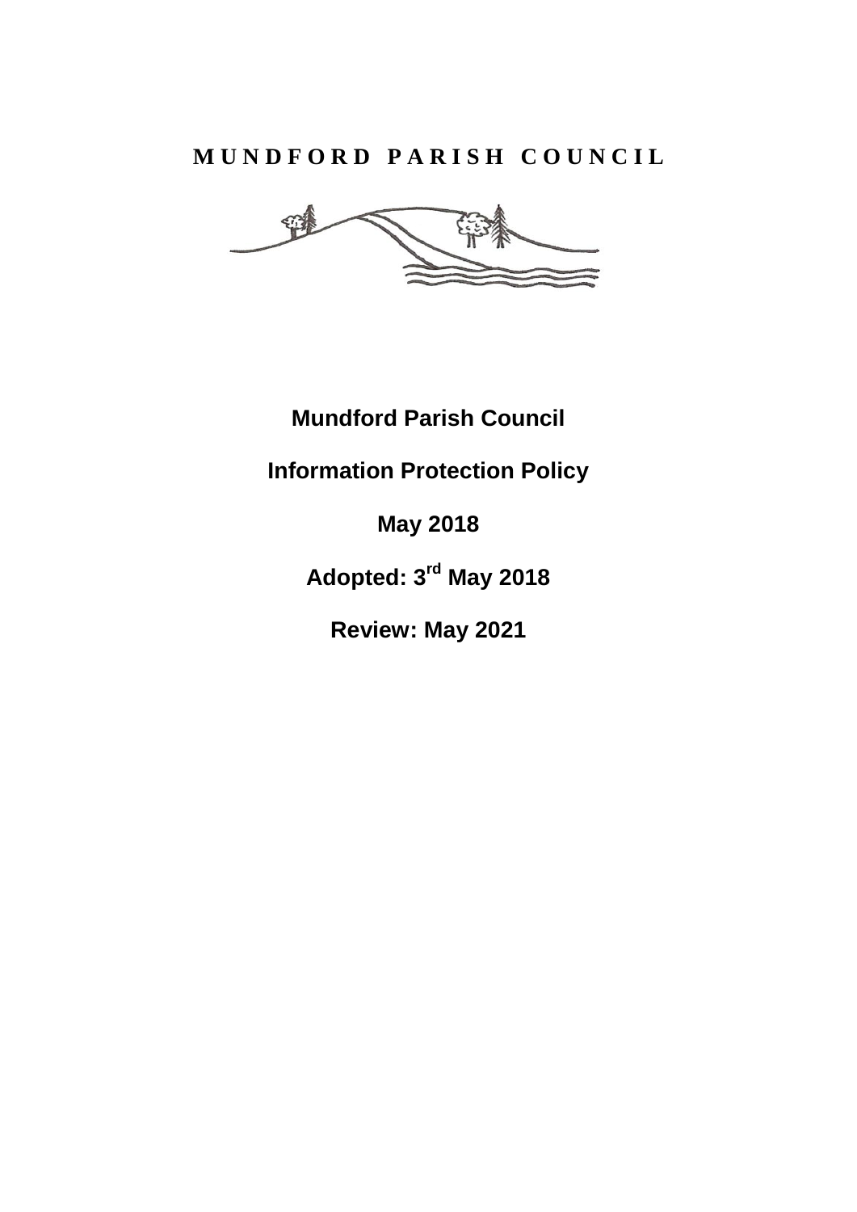# MUNDFORD PARISH COUNCIL

**Mundford Parish Council**

**Information Protection Policy**

**May 2018**

**Adopted: 3rd May 2018**

**Review: May 2021**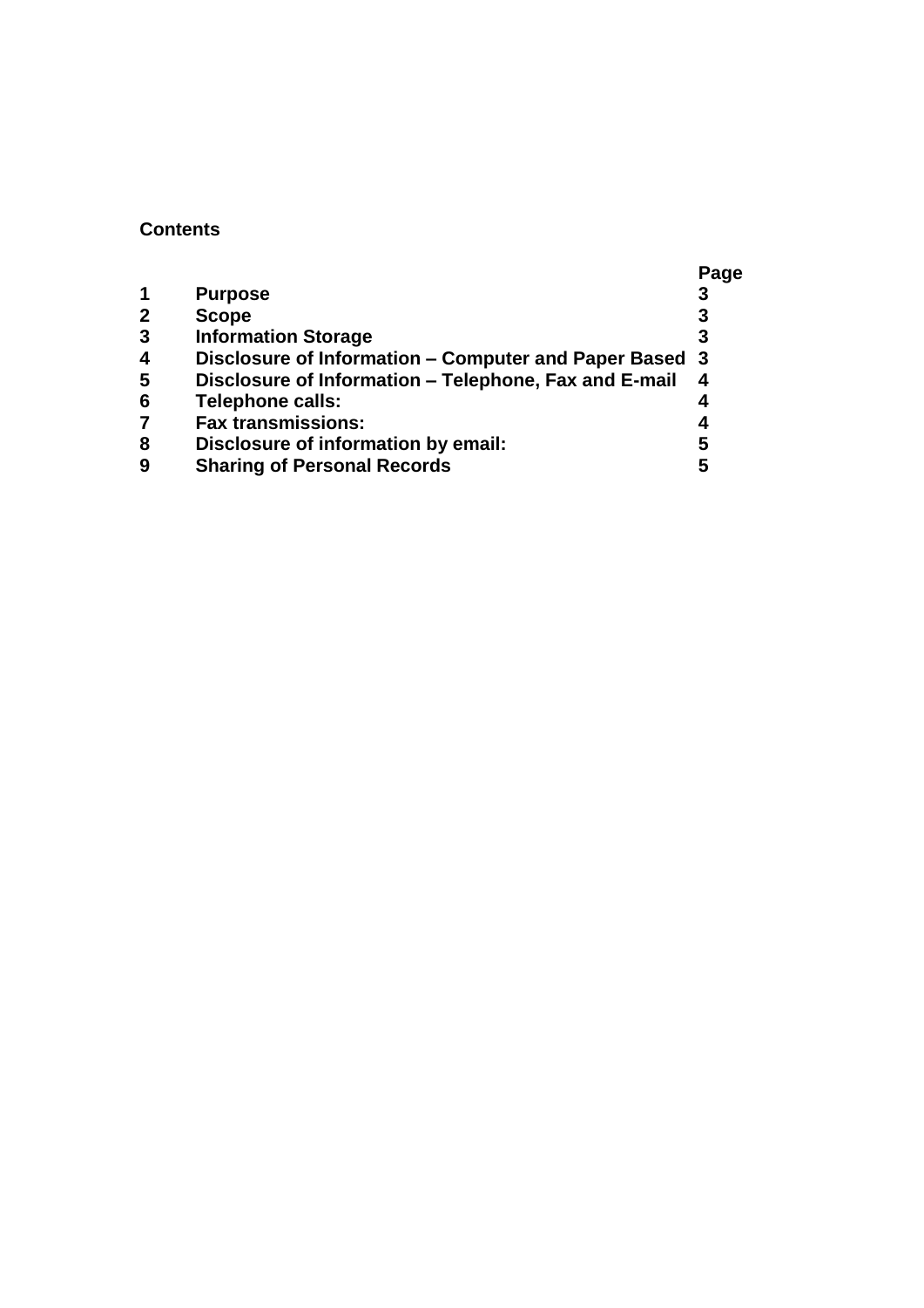**Contents**

| | | Page |
|---|---|---|
| **1** | **Purpose** | **3** |
| **2** | **Scope** | **3** |
| **3** | **Information Storage** | **3** |
| **4** | **Disclosure of Information – Computer and Paper Based** | **3** |
| **5** | **Disclosure of Information – Telephone, Fax and E-mail** | **4** |
| **6** | **Telephone calls:** | **4** |
| **7** | **Fax transmissions:** | **4** |
| **8** | **Disclosure of information by email:** | **5** |
| **9** | **Sharing of Personal Records** | **5** |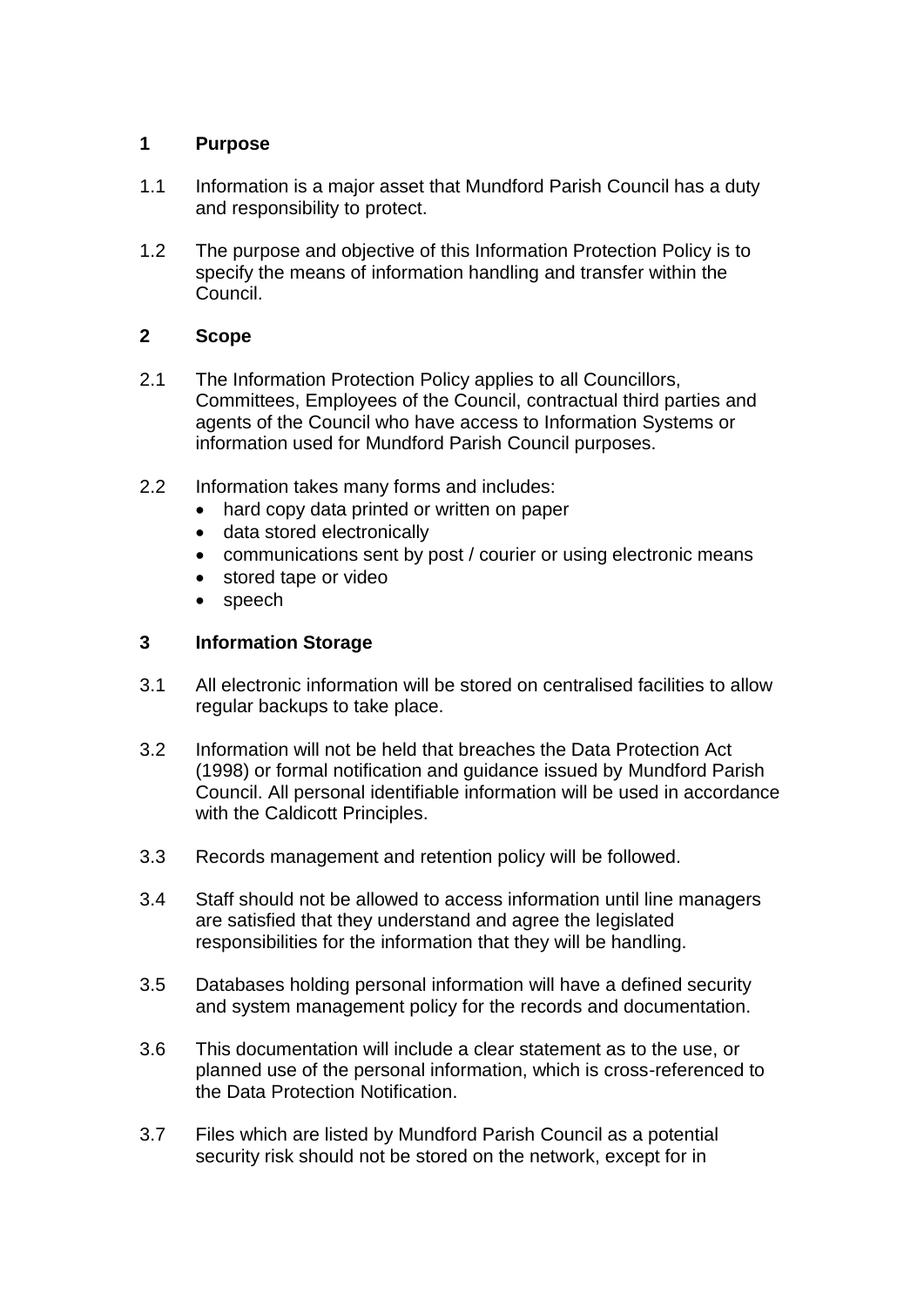## 1 Purpose

1.1 Information is a major asset that Mundford Parish Council has a duty and responsibility to protect.

1.2 The purpose and objective of this Information Protection Policy is to specify the means of information handling and transfer within the Council.

## 2 Scope

2.1 The Information Protection Policy applies to all Councillors, Committees, Employees of the Council, contractual third parties and agents of the Council who have access to Information Systems or information used for Mundford Parish Council purposes.

2.2 Information takes many forms and includes:

- hard copy data printed or written on paper
- data stored electronically
- communications sent by post / courier or using electronic means
- stored tape or video
- speech

## 3 Information Storage

3.1 All electronic information will be stored on centralised facilities to allow regular backups to take place.

3.2 Information will not be held that breaches the Data Protection Act (1998) or formal notification and guidance issued by Mundford Parish Council. All personal identifiable information will be used in accordance with the Caldicott Principles.

3.3 Records management and retention policy will be followed.

3.4 Staff should not be allowed to access information until line managers are satisfied that they understand and agree the legislated responsibilities for the information that they will be handling.

3.5 Databases holding personal information will have a defined security and system management policy for the records and documentation.

3.6 This documentation will include a clear statement as to the use, or planned use of the personal information, which is cross-referenced to the Data Protection Notification.

3.7 Files which are listed by Mundford Parish Council as a potential security risk should not be stored on the network, except for in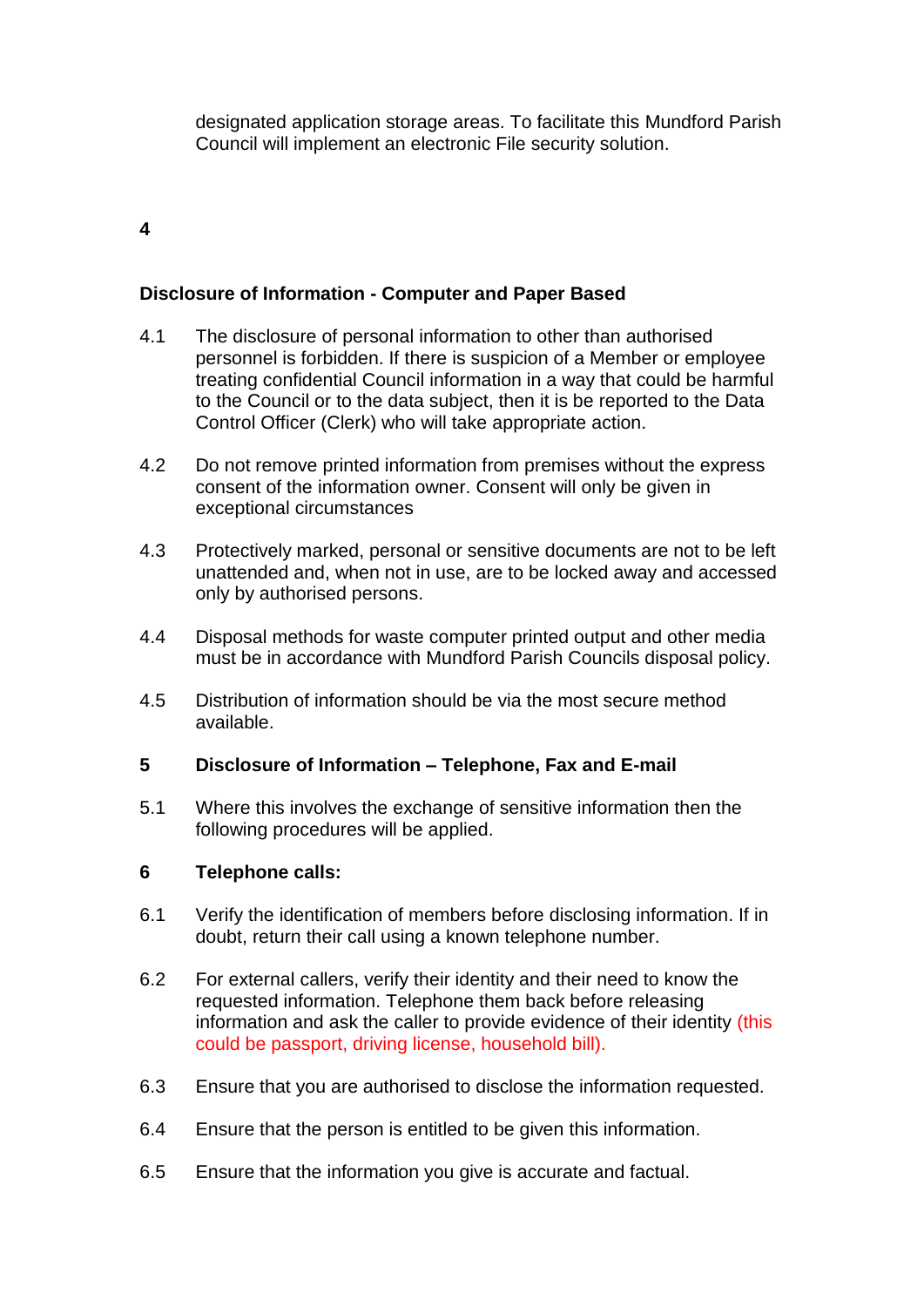designated application storage areas. To facilitate this Mundford Parish Council will implement an electronic File security solution.

## 4

## Disclosure of Information - Computer and Paper Based

4.1 The disclosure of personal information to other than authorised personnel is forbidden. If there is suspicion of a Member or employee treating confidential Council information in a way that could be harmful to the Council or to the data subject, then it is be reported to the Data Control Officer (Clerk) who will take appropriate action.

4.2 Do not remove printed information from premises without the express consent of the information owner. Consent will only be given in exceptional circumstances

4.3 Protectively marked, personal or sensitive documents are not to be left unattended and, when not in use, are to be locked away and accessed only by authorised persons.

4.4 Disposal methods for waste computer printed output and other media must be in accordance with Mundford Parish Councils disposal policy.

4.5 Distribution of information should be via the most secure method available.

## 5 Disclosure of Information – Telephone, Fax and E-mail

5.1 Where this involves the exchange of sensitive information then the following procedures will be applied.

## 6 Telephone calls:

6.1 Verify the identification of members before disclosing information. If in doubt, return their call using a known telephone number.

6.2 For external callers, verify their identity and their need to know the requested information. Telephone them back before releasing information and ask the caller to provide evidence of their identity (this could be passport, driving license, household bill).

6.3 Ensure that you are authorised to disclose the information requested.

6.4 Ensure that the person is entitled to be given this information.

6.5 Ensure that the information you give is accurate and factual.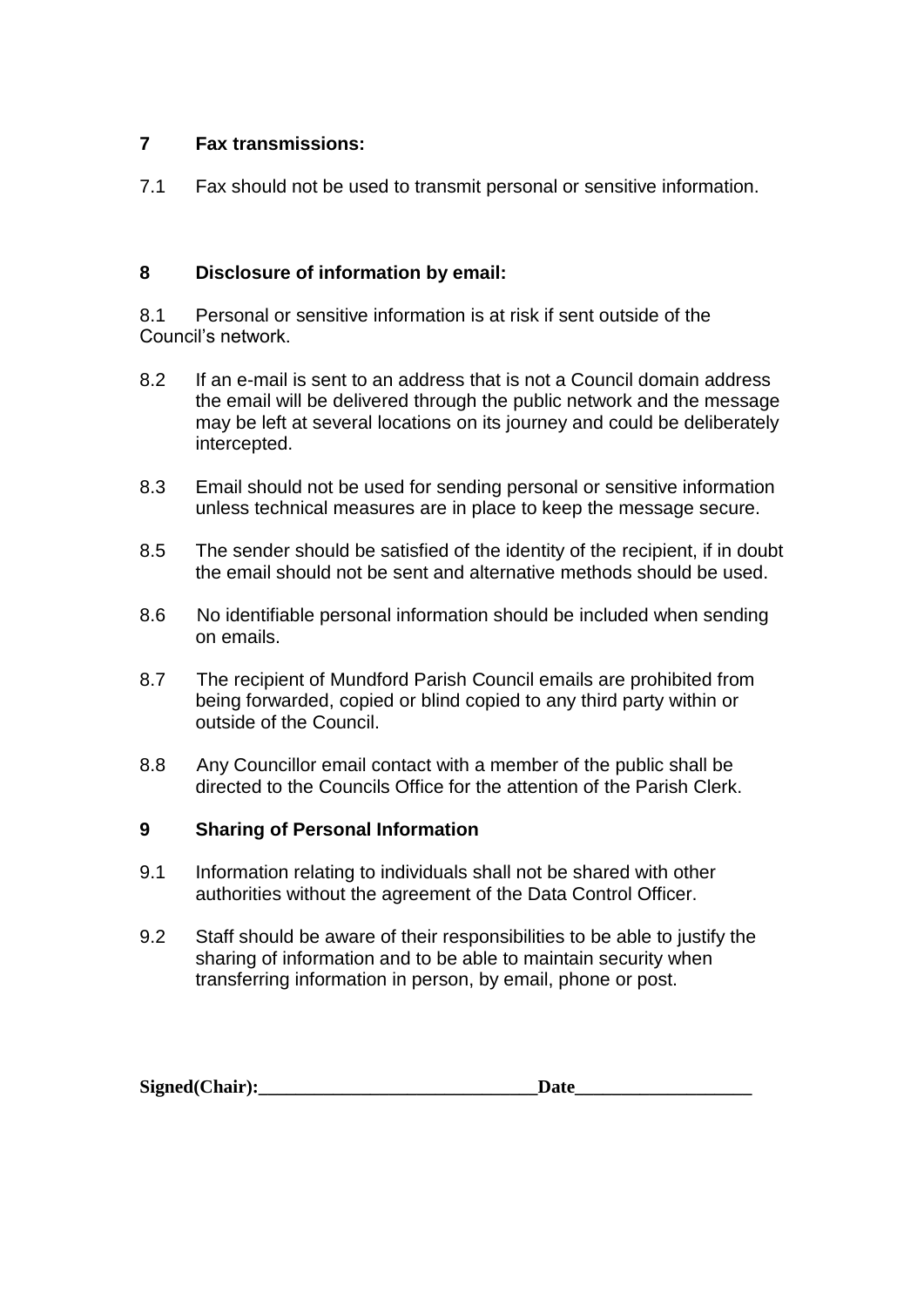## 7 Fax transmissions:

7.1 Fax should not be used to transmit personal or sensitive information.

## 8 Disclosure of information by email:

8.1 Personal or sensitive information is at risk if sent outside of the Council's network.

8.2 If an e-mail is sent to an address that is not a Council domain address the email will be delivered through the public network and the message may be left at several locations on its journey and could be deliberately intercepted.

8.3 Email should not be used for sending personal or sensitive information unless technical measures are in place to keep the message secure.

8.5 The sender should be satisfied of the identity of the recipient, if in doubt the email should not be sent and alternative methods should be used.

8.6 No identifiable personal information should be included when sending on emails.

8.7 The recipient of Mundford Parish Council emails are prohibited from being forwarded, copied or blind copied to any third party within or outside of the Council.

8.8 Any Councillor email contact with a member of the public shall be directed to the Councils Office for the attention of the Parish Clerk.

## 9 Sharing of Personal Information

9.1 Information relating to individuals shall not be shared with other authorities without the agreement of the Data Control Officer.

9.2 Staff should be aware of their responsibilities to be able to justify the sharing of information and to be able to maintain security when transferring information in person, by email, phone or post.

**Signed(Chair):______________________________Date___________________**